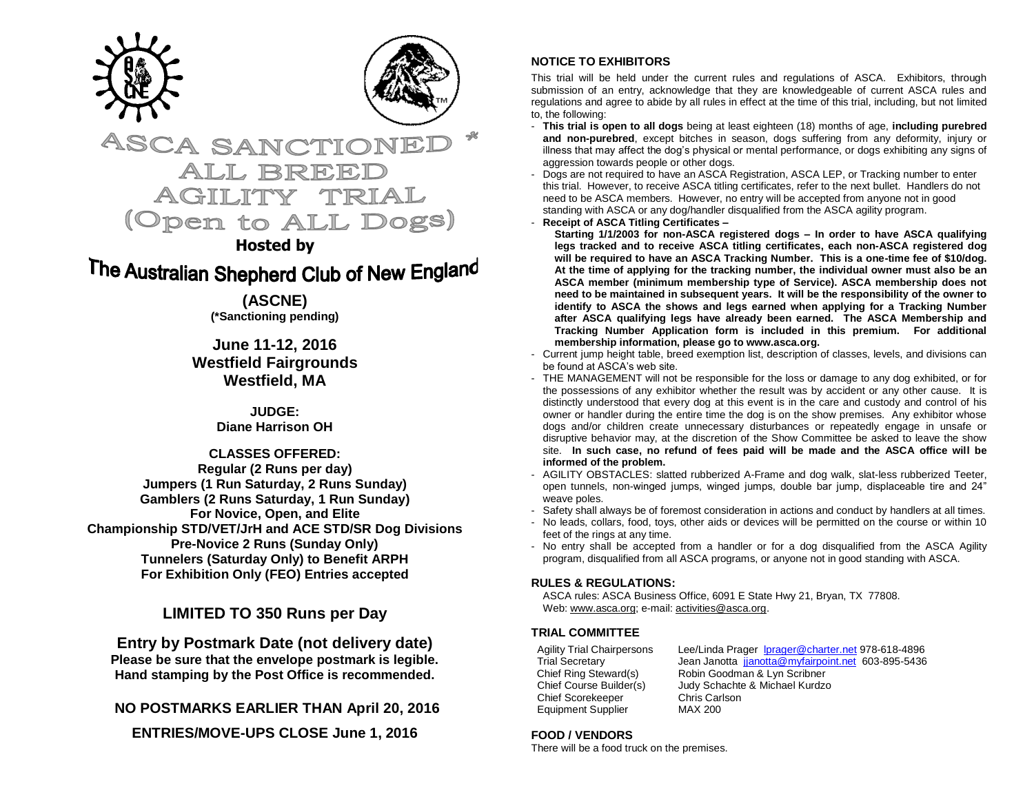# ASCA SANCTIONED * ALL BREED AGILITY TRIAL (Open to ALL Dogs)

**Hosted by**

## The Australian Shepherd Club of New England

**(ASCNE)**
**(*Sanctioning pending)**

**June 11-12, 2016**
**Westfield Fairgrounds**
**Westfield, MA**

**JUDGE:**
**Diane Harrison OH**

**CLASSES OFFERED:**
**Regular (2 Runs per day)**
**Jumpers (1 Run Saturday, 2 Runs Sunday)**
**Gamblers (2 Runs Saturday, 1 Run Sunday)**
**For Novice, Open, and Elite**
**Championship STD/VET/JrH and ACE STD/SR Dog Divisions**
**Pre-Novice 2 Runs (Sunday Only)**
**Tunnelers (Saturday Only) to Benefit ARPH**
**For Exhibition Only (FEO) Entries accepted**

## LIMITED TO 350 Runs per Day

**Entry by Postmark Date (not delivery date)**
**Please be sure that the envelope postmark is legible.**
**Hand stamping by the Post Office is recommended.**

**NO POSTMARKS EARLIER THAN April 20, 2016**

**ENTRIES/MOVE-UPS CLOSE June 1, 2016**

### NOTICE TO EXHIBITORS

This trial will be held under the current rules and regulations of ASCA. Exhibitors, through submission of an entry, acknowledge that they are knowledgeable of current ASCA rules and regulations and agree to abide by all rules in effect at the time of this trial, including, but not limited to, the following:

- **This trial is open to all dogs** being at least eighteen (18) months of age, **including purebred and non-purebred**, except bitches in season, dogs suffering from any deformity, injury or illness that may affect the dog's physical or mental performance, or dogs exhibiting any signs of aggression towards people or other dogs.
- Dogs are not required to have an ASCA Registration, ASCA LEP, or Tracking number to enter this trial. However, to receive ASCA titling certificates, refer to the next bullet. Handlers do not need to be ASCA members. However, no entry will be accepted from anyone not in good standing with ASCA or any dog/handler disqualified from the ASCA agility program.
- **Receipt of ASCA Titling Certificates –**
  **Starting 1/1/2003 for non-ASCA registered dogs – In order to have ASCA qualifying legs tracked and to receive ASCA titling certificates, each non-ASCA registered dog will be required to have an ASCA Tracking Number. This is a one-time fee of $10/dog. At the time of applying for the tracking number, the individual owner must also be an ASCA member (minimum membership type of Service). ASCA membership does not need to be maintained in subsequent years. It will be the responsibility of the owner to identify to ASCA the shows and legs earned when applying for a Tracking Number after ASCA qualifying legs have already been earned. The ASCA Membership and Tracking Number Application form is included in this premium. For additional membership information, please go to www.asca.org.**
- Current jump height table, breed exemption list, description of classes, levels, and divisions can be found at ASCA's web site.
- THE MANAGEMENT will not be responsible for the loss or damage to any dog exhibited, or for the possessions of any exhibitor whether the result was by accident or any other cause. It is distinctly understood that every dog at this event is in the care and custody and control of his owner or handler during the entire time the dog is on the show premises. Any exhibitor whose dogs and/or children create unnecessary disturbances or repeatedly engage in unsafe or disruptive behavior may, at the discretion of the Show Committee be asked to leave the show site. **In such case, no refund of fees paid will be made and the ASCA office will be informed of the problem.**
- AGILITY OBSTACLES: slatted rubberized A-Frame and dog walk, slat-less rubberized Teeter, open tunnels, non-winged jumps, winged jumps, double bar jump, displaceable tire and 24" weave poles.
- Safety shall always be of foremost consideration in actions and conduct by handlers at all times.
- No leads, collars, food, toys, other aids or devices will be permitted on the course or within 10 feet of the rings at any time.
- No entry shall be accepted from a handler or for a dog disqualified from the ASCA Agility program, disqualified from all ASCA programs, or anyone not in good standing with ASCA.

### RULES & REGULATIONS:

ASCA rules: ASCA Business Office, 6091 E State Hwy 21, Bryan, TX 77808.
Web: www.asca.org; e-mail: activities@asca.org.

### TRIAL COMMITTEE

| | |
|---|---|
| Agility Trial Chairpersons | Lee/Linda Prager lprager@charter.net 978-618-4896 |
| Trial Secretary | Jean Janotta jjanotta@myfairpoint.net 603-895-5436 |
| Chief Ring Steward(s) | Robin Goodman & Lyn Scribner |
| Chief Course Builder(s) | Judy Schachte & Michael Kurdzo |
| Chief Scorekeeper | Chris Carlson |
| Equipment Supplier | MAX 200 |

### FOOD / VENDORS

There will be a food truck on the premises.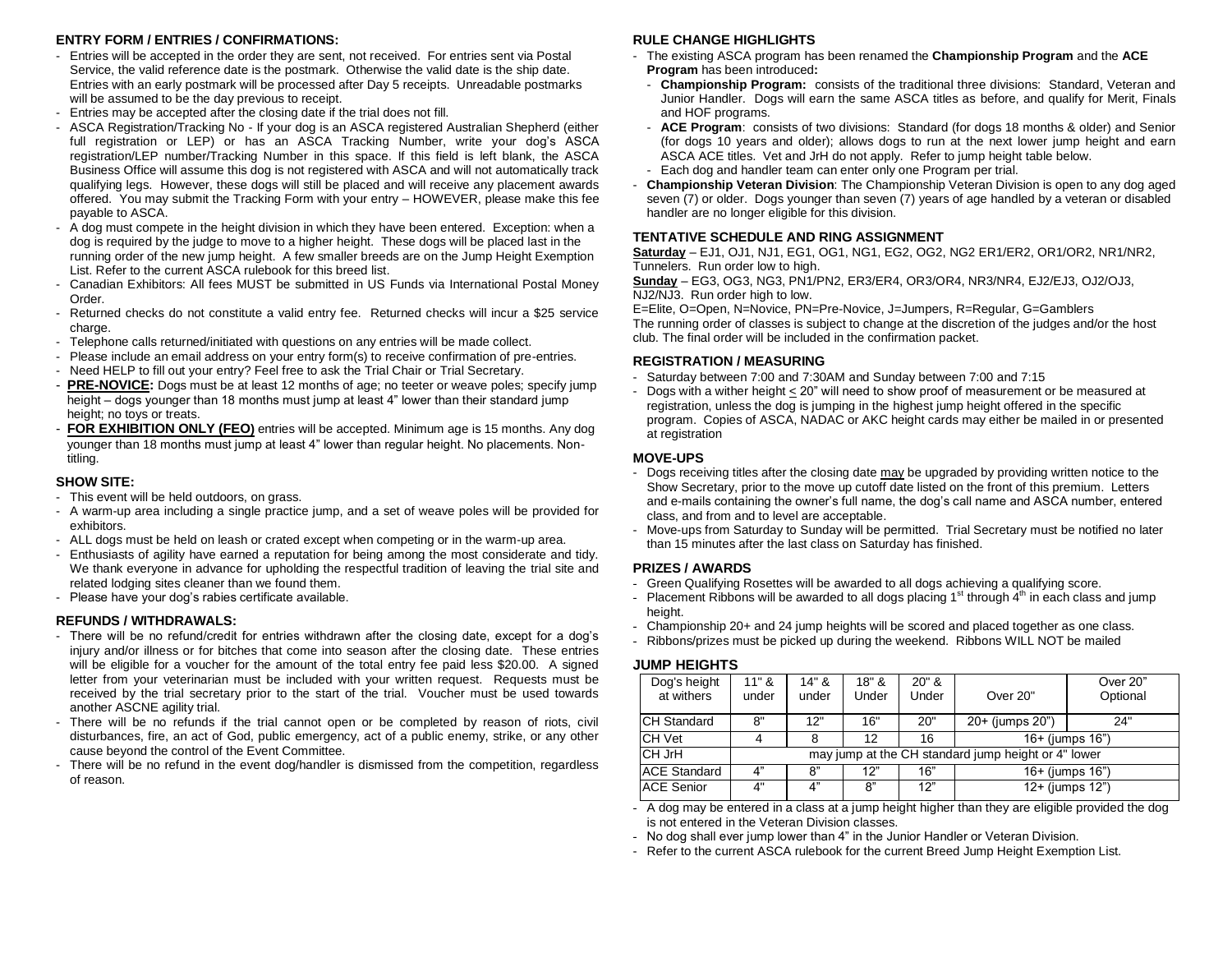## ENTRY FORM / ENTRIES / CONFIRMATIONS:

- Entries will be accepted in the order they are sent, not received. For entries sent via Postal Service, the valid reference date is the postmark. Otherwise the valid date is the ship date. Entries with an early postmark will be processed after Day 5 receipts. Unreadable postmarks will be assumed to be the day previous to receipt.
- Entries may be accepted after the closing date if the trial does not fill.
- ASCA Registration/Tracking No - If your dog is an ASCA registered Australian Shepherd (either full registration or LEP) or has an ASCA Tracking Number, write your dog's ASCA registration/LEP number/Tracking Number in this space. If this field is left blank, the ASCA Business Office will assume this dog is not registered with ASCA and will not automatically track qualifying legs. However, these dogs will still be placed and will receive any placement awards offered. You may submit the Tracking Form with your entry – HOWEVER, please make this fee payable to ASCA.
- A dog must compete in the height division in which they have been entered. Exception: when a dog is required by the judge to move to a higher height. These dogs will be placed last in the running order of the new jump height. A few smaller breeds are on the Jump Height Exemption List. Refer to the current ASCA rulebook for this breed list.
- Canadian Exhibitors: All fees MUST be submitted in US Funds via International Postal Money Order.
- Returned checks do not constitute a valid entry fee. Returned checks will incur a $25 service charge.
- Telephone calls returned/initiated with questions on any entries will be made collect.
- Please include an email address on your entry form(s) to receive confirmation of pre-entries.
- Need HELP to fill out your entry? Feel free to ask the Trial Chair or Trial Secretary.
- **PRE-NOVICE:** Dogs must be at least 12 months of age; no teeter or weave poles; specify jump height – dogs younger than 18 months must jump at least 4" lower than their standard jump height; no toys or treats.
- **FOR EXHIBITION ONLY (FEO)** entries will be accepted. Minimum age is 15 months. Any dog younger than 18 months must jump at least 4" lower than regular height. No placements. Non-titling.

## SHOW SITE:

- This event will be held outdoors, on grass.
- A warm-up area including a single practice jump, and a set of weave poles will be provided for exhibitors.
- ALL dogs must be held on leash or crated except when competing or in the warm-up area.
- Enthusiasts of agility have earned a reputation for being among the most considerate and tidy. We thank everyone in advance for upholding the respectful tradition of leaving the trial site and related lodging sites cleaner than we found them.
- Please have your dog's rabies certificate available.

## REFUNDS / WITHDRAWALS:

- There will be no refund/credit for entries withdrawn after the closing date, except for a dog's injury and/or illness or for bitches that come into season after the closing date. These entries will be eligible for a voucher for the amount of the total entry fee paid less $20.00. A signed letter from your veterinarian must be included with your written request. Requests must be received by the trial secretary prior to the start of the trial. Voucher must be used towards another ASCNE agility trial.
- There will be no refunds if the trial cannot open or be completed by reason of riots, civil disturbances, fire, an act of God, public emergency, act of a public enemy, strike, or any other cause beyond the control of the Event Committee.
- There will be no refund in the event dog/handler is dismissed from the competition, regardless of reason.

## RULE CHANGE HIGHLIGHTS

- The existing ASCA program has been renamed the **Championship Program** and the **ACE Program** has been introduced**:**
  - **Championship Program:** consists of the traditional three divisions: Standard, Veteran and Junior Handler. Dogs will earn the same ASCA titles as before, and qualify for Merit, Finals and HOF programs.
  - **ACE Program**: consists of two divisions: Standard (for dogs 18 months & older) and Senior (for dogs 10 years and older); allows dogs to run at the next lower jump height and earn ASCA ACE titles. Vet and JrH do not apply. Refer to jump height table below.
  - Each dog and handler team can enter only one Program per trial.
- **Championship Veteran Division**: The Championship Veteran Division is open to any dog aged seven (7) or older. Dogs younger than seven (7) years of age handled by a veteran or disabled handler are no longer eligible for this division.

## TENTATIVE SCHEDULE AND RING ASSIGNMENT

**Saturday** – EJ1, OJ1, NJ1, EG1, OG1, NG1, EG2, OG2, NG2 ER1/ER2, OR1/OR2, NR1/NR2, Tunnelers. Run order low to high.

**Sunday** – EG3, OG3, NG3, PN1/PN2, ER3/ER4, OR3/OR4, NR3/NR4, EJ2/EJ3, OJ2/OJ3, NJ2/NJ3. Run order high to low.

E=Elite, O=Open, N=Novice, PN=Pre-Novice, J=Jumpers, R=Regular, G=Gamblers

The running order of classes is subject to change at the discretion of the judges and/or the host club. The final order will be included in the confirmation packet.

## REGISTRATION / MEASURING

- Saturday between 7:00 and 7:30AM and Sunday between 7:00 and 7:15
- Dogs with a wither height ≤ 20" will need to show proof of measurement or be measured at registration, unless the dog is jumping in the highest jump height offered in the specific program. Copies of ASCA, NADAC or AKC height cards may either be mailed in or presented at registration

## MOVE-UPS

- Dogs receiving titles after the closing date may be upgraded by providing written notice to the Show Secretary, prior to the move up cutoff date listed on the front of this premium. Letters and e-mails containing the owner's full name, the dog's call name and ASCA number, entered class, and from and to level are acceptable.
- Move-ups from Saturday to Sunday will be permitted. Trial Secretary must be notified no later than 15 minutes after the last class on Saturday has finished.

## PRIZES / AWARDS

- Green Qualifying Rosettes will be awarded to all dogs achieving a qualifying score.
- Placement Ribbons will be awarded to all dogs placing 1st through 4th in each class and jump height.
- Championship 20+ and 24 jump heights will be scored and placed together as one class.
- Ribbons/prizes must be picked up during the weekend. Ribbons WILL NOT be mailed

## JUMP HEIGHTS

| Dog's height at withers | 11" & under | 14" & under | 18" & Under | 20" & Under | Over 20" | Over 20" Optional |
|---|---|---|---|---|---|---|
| CH Standard | 8" | 12" | 16" | 20" | 20+ (jumps 20") | 24" |
| CH Vet | 4 | 8 | 12 | 16 | 16+ (jumps 16") | |
| CH JrH | may jump at the CH standard jump height or 4" lower | | | | | |
| ACE Standard | 4" | 8" | 12" | 16" | 16+ (jumps 16") | |
| ACE Senior | 4" | 4" | 8" | 12" | 12+ (jumps 12") | |

- A dog may be entered in a class at a jump height higher than they are eligible provided the dog is not entered in the Veteran Division classes.
- No dog shall ever jump lower than 4" in the Junior Handler or Veteran Division.
- Refer to the current ASCA rulebook for the current Breed Jump Height Exemption List.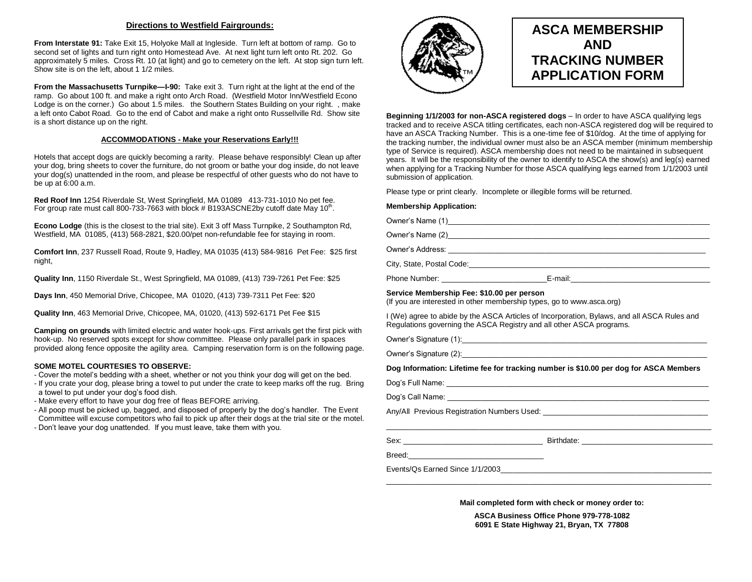## Directions to Westfield Fairgrounds:

**From Interstate 91:** Take Exit 15, Holyoke Mall at Ingleside. Turn left at bottom of ramp. Go to second set of lights and turn right onto Homestead Ave. At next light turn left onto Rt. 202. Go approximately 5 miles. Cross Rt. 10 (at light) and go to cemetery on the left. At stop sign turn left. Show site is on the left, about 1 1/2 miles.

**From the Massachusetts Turnpike—I-90:** Take exit 3. Turn right at the light at the end of the ramp. Go about 100 ft. and make a right onto Arch Road. (Westfield Motor Inn/Westfield Econo Lodge is on the corner.) Go about 1.5 miles. the Southern States Building on your right. , make a left onto Cabot Road. Go to the end of Cabot and make a right onto Russellville Rd. Show site is a short distance up on the right.

### ACCOMMODATIONS - Make your Reservations Early!!!

Hotels that accept dogs are quickly becoming a rarity. Please behave responsibly! Clean up after your dog, bring sheets to cover the furniture, do not groom or bathe your dog inside, do not leave your dog(s) unattended in the room, and please be respectful of other guests who do not have to be up at 6:00 a.m.

**Red Roof Inn** 1254 Riverdale St, West Springfield, MA 01089 413-731-1010 No pet fee. For group rate must call 800-733-7663 with block # B193ASCNE2by cutoff date May 10th.

**Econo Lodge** (this is the closest to the trial site). Exit 3 off Mass Turnpike, 2 Southampton Rd, Westfield, MA 01085, (413) 568-2821, $20.00/pet non-refundable fee for staying in room.

**Comfort Inn**, 237 Russell Road, Route 9, Hadley, MA 01035 (413) 584-9816 Pet Fee: $25 first night,

**Quality Inn**, 1150 Riverdale St., West Springfield, MA 01089, (413) 739-7261 Pet Fee: $25

**Days Inn**, 450 Memorial Drive, Chicopee, MA 01020, (413) 739-7311 Pet Fee: $20

**Quality Inn**, 463 Memorial Drive, Chicopee, MA, 01020, (413) 592-6171 Pet Fee $15

**Camping on grounds** with limited electric and water hook-ups. First arrivals get the first pick with hook-up. No reserved spots except for show committee. Please only parallel park in spaces provided along fence opposite the agility area. Camping reservation form is on the following page.

**SOME MOTEL COURTESIES TO OBSERVE:**

- Cover the motel's bedding with a sheet, whether or not you think your dog will get on the bed.
- If you crate your dog, please bring a towel to put under the crate to keep marks off the rug. Bring a towel to put under your dog's food dish.
- Make every effort to have your dog free of fleas BEFORE arriving.
- All poop must be picked up, bagged, and disposed of properly by the dog's handler. The Event Committee will excuse competitors who fail to pick up after their dogs at the trial site or the motel.
- Don't leave your dog unattended. If you must leave, take them with you.

# ASCA MEMBERSHIP AND TRACKING NUMBER APPLICATION FORM

**Beginning 1/1/2003 for non-ASCA registered dogs** – In order to have ASCA qualifying legs tracked and to receive ASCA titling certificates, each non-ASCA registered dog will be required to have an ASCA Tracking Number. This is a one-time fee of $10/dog. At the time of applying for the tracking number, the individual owner must also be an ASCA member (minimum membership type of Service is required). ASCA membership does not need to be maintained in subsequent years. It will be the responsibility of the owner to identify to ASCA the show(s) and leg(s) earned when applying for a Tracking Number for those ASCA qualifying legs earned from 1/1/2003 until submission of application.

Please type or print clearly. Incomplete or illegible forms will be returned.

**Membership Application:**

Owner's Name (1)______________________________________________

Owner's Name (2)______________________________________________

Owner's Address: ______________________________________________

City, State, Postal Code:_________________________________________

Phone Number: ____________________E-mail:_______________________

**Service Membership Fee: $10.00 per person**
(If you are interested in other membership types, go to www.asca.org)

I (We) agree to abide by the ASCA Articles of Incorporation, Bylaws, and all ASCA Rules and Regulations governing the ASCA Registry and all other ASCA programs.

Owner's Signature (1):___________________________________________

Owner's Signature (2):___________________________________________

**Dog Information: Lifetime fee for tracking number is $10.00 per dog for ASCA Members**

Dog's Full Name: _______________________________________________

Dog's Call Name: _______________________________________________

Any/All Previous Registration Numbers Used: ___________________________

_________________________________________________________________

Sex: _________________________ Birthdate: _________________________

Breed:_________________________

Events/Qs Earned Since 1/1/2003__________________________________

_________________________________________________________________

**Mail completed form with check or money order to:**

**ASCA Business Office Phone 979-778-1082**
**6091 E State Highway 21, Bryan, TX 77808**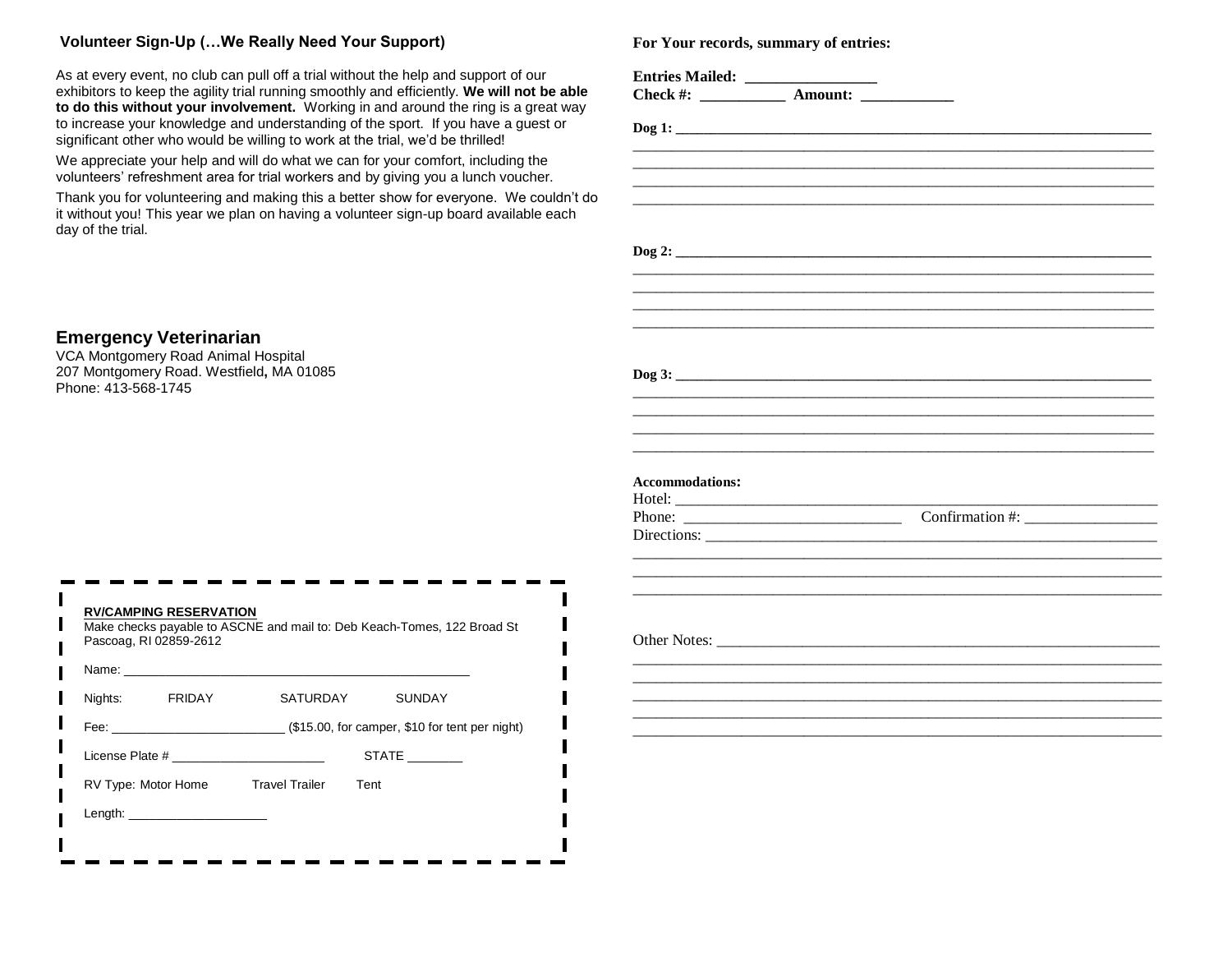## Volunteer Sign-Up (…We Really Need Your Support)

As at every event, no club can pull off a trial without the help and support of our exhibitors to keep the agility trial running smoothly and efficiently. **We will not be able to do this without your involvement.** Working in and around the ring is a great way to increase your knowledge and understanding of the sport. If you have a guest or significant other who would be willing to work at the trial, we'd be thrilled!

We appreciate your help and will do what we can for your comfort, including the volunteers' refreshment area for trial workers and by giving you a lunch voucher.

Thank you for volunteering and making this a better show for everyone. We couldn't do it without you! This year we plan on having a volunteer sign-up board available each day of the trial.

## Emergency Veterinarian

VCA Montgomery Road Animal Hospital
207 Montgomery Road. Westfield, MA 01085
Phone: 413-568-1745

**RV/CAMPING RESERVATION**

Make checks payable to ASCNE and mail to: Deb Keach-Tomes, 122 Broad St Pascoag, RI 02859-2612

Name: ______________________________________________

Nights: FRIDAY SATURDAY SUNDAY

Fee: ________________________ ($15.00, for camper, $10 for tent per night)

License Plate # ______________________ STATE ________

RV Type: Motor Home Travel Trailer Tent

Length: ____________________

**For Your records, summary of entries:**

**Entries Mailed:** _________________

**Check #:** ___________ **Amount:** ____________

**Dog 1:** ____________________________________________________________

____________________________________________________________

____________________________________________________________

____________________________________________________________

____________________________________________________________

**Dog 2:** ____________________________________________________________

____________________________________________________________

____________________________________________________________

____________________________________________________________

____________________________________________________________

**Dog 3:** ____________________________________________________________

____________________________________________________________

____________________________________________________________

____________________________________________________________

____________________________________________________________

**Accommodations:**

Hotel: ____________________________________________________________

Phone: ____________________________ Confirmation #: _________________

Directions: ________________________________________________________

____________________________________________________________

____________________________________________________________

____________________________________________________________

Other Notes: _______________________________________________________

____________________________________________________________

____________________________________________________________

____________________________________________________________

____________________________________________________________

____________________________________________________________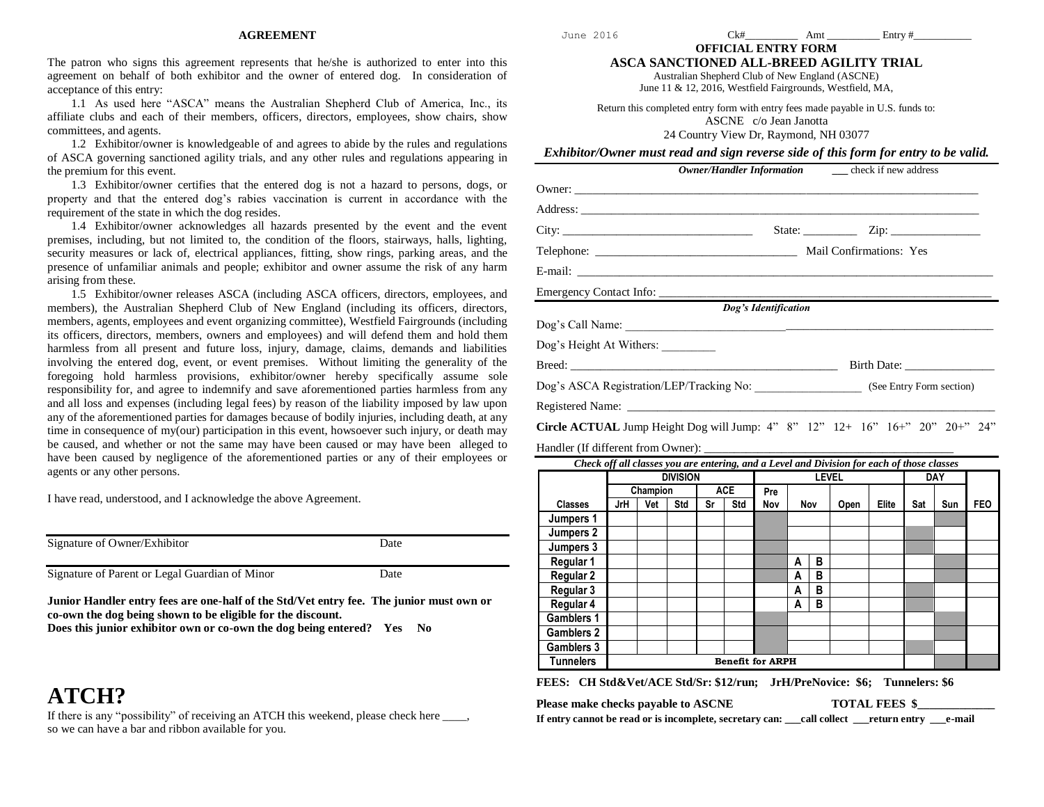**AGREEMENT**

The patron who signs this agreement represents that he/she is authorized to enter into this agreement on behalf of both exhibitor and the owner of entered dog. In consideration of acceptance of this entry:

1.1 As used here "ASCA" means the Australian Shepherd Club of America, Inc., its affiliate clubs and each of their members, officers, directors, employees, show chairs, show committees, and agents.

1.2 Exhibitor/owner is knowledgeable of and agrees to abide by the rules and regulations of ASCA governing sanctioned agility trials, and any other rules and regulations appearing in the premium for this event.

1.3 Exhibitor/owner certifies that the entered dog is not a hazard to persons, dogs, or property and that the entered dog's rabies vaccination is current in accordance with the requirement of the state in which the dog resides.

1.4 Exhibitor/owner acknowledges all hazards presented by the event and the event premises, including, but not limited to, the condition of the floors, stairways, halls, lighting, security measures or lack of, electrical appliances, fitting, show rings, parking areas, and the presence of unfamiliar animals and people; exhibitor and owner assume the risk of any harm arising from these.

1.5 Exhibitor/owner releases ASCA (including ASCA officers, directors, employees, and members), the Australian Shepherd Club of New England (including its officers, directors, members, agents, employees and event organizing committee), Westfield Fairgrounds (including its officers, directors, members, owners and employees) and will defend them and hold them harmless from all present and future loss, injury, damage, claims, demands and liabilities involving the entered dog, event, or event premises. Without limiting the generality of the foregoing hold harmless provisions, exhibitor/owner hereby specifically assume sole responsibility for, and agree to indemnify and save aforementioned parties harmless from any and all loss and expenses (including legal fees) by reason of the liability imposed by law upon any of the aforementioned parties for damages because of bodily injuries, including death, at any time in consequence of my(our) participation in this event, howsoever such injury, or death may be caused, and whether or not the same may have been caused or may have been alleged to have been caused by negligence of the aforementioned parties or any of their employees or agents or any other persons.

I have read, understood, and I acknowledge the above Agreement.

Signature of Owner/Exhibitor Date

Signature of Parent or Legal Guardian of Minor Date

**Junior Handler entry fees are one-half of the Std/Vet entry fee. The junior must own or co-own the dog being shown to be eligible for the discount.**
**Does this junior exhibitor own or co-own the dog being entered? Yes No**

# ATCH?

If there is any "possibility" of receiving an ATCH this weekend, please check here ____, so we can have a bar and ribbon available for you.

June 2016 Ck#__________ Amt __________ Entry #___________

**OFFICIAL ENTRY FORM**
**ASCA SANCTIONED ALL-BREED AGILITY TRIAL**
Australian Shepherd Club of New England (ASCNE)
June 11 & 12, 2016, Westfield Fairgrounds, Westfield, MA,

Return this completed entry form with entry fees made payable in U.S. funds to:
ASCNE c/o Jean Janotta
24 Country View Dr, Raymond, NH 03077

***Exhibitor/Owner must read and sign reverse side of this form for entry to be valid.***

***Owner/Handler Information*** ___ check if new address

Owner: ______________________________________________

Address: ______________________________________________

City: ______________________ State: _________ Zip: _______________

Telephone: __________________________ Mail Confirmations: Yes

E-mail: ______________________________________________

Emergency Contact Info: ______________________________________________

***Dog's Identification***

Dog's Call Name: ______________________________________________

Dog's Height At Withers: _________

Breed: ______________________________ Birth Date: _______________

Dog's ASCA Registration/LEP/Tracking No: __________________ (See Entry Form section)

Registered Name: ______________________________________________

**Circle ACTUAL** Jump Height Dog will Jump: 4" 8" 12" 12+ 16" 16+" 20" 20+" 24"

Handler (If different from Owner): ______________________________

***Check off all classes you are entering, and a Level and Division for each of those classes***

| | DIVISION | | | | | LEVEL | | | | | DAY | | |
|---|---|---|---|---|---|---|---|---|---|---|---|---|---|
| | Champion | | | ACE | | Pre | | | | | | | |
| **Classes** | **JrH** | **Vet** | **Std** | **Sr** | **Std** | **Nov** | **Nov** | | **Open** | **Elite** | **Sat** | **Sun** | **FEO** |
| **Jumpers 1** | | | | | | | | | | | | | |
| **Jumpers 2** | | | | | | | | | | | | | |
| **Jumpers 3** | | | | | | | | | | | | | |
| **Regular 1** | | | | | | | A | B | | | | | |
| **Regular 2** | | | | | | | A | B | | | | | |
| **Regular 3** | | | | | | | A | B | | | | | |
| **Regular 4** | | | | | | | A | B | | | | | |
| **Gamblers 1** | | | | | | | | | | | | | |
| **Gamblers 2** | | | | | | | | | | | | | |
| **Gamblers 3** | | | | | | | | | | | | | |
| **Tunnelers** | Benefit for ARPH | | | | | | | | | | | | |

**FEES: CH Std&Vet/ACE Std/Sr: $12/run; JrH/PreNovice: $6; Tunnelers: $6**

**Please make checks payable to ASCNE** **TOTAL FEES $____________**

**If entry cannot be read or is incomplete, secretary can: ___call collect ___return entry ___e-mail**